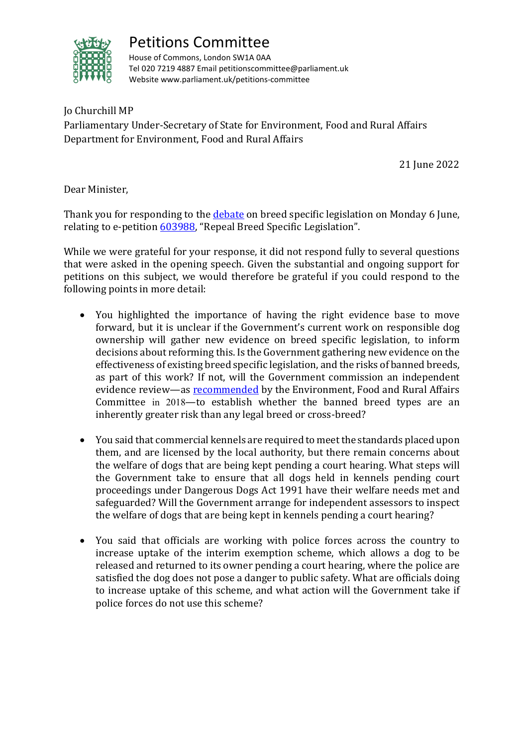# Petitions Committee

House of Commons, London SW1A 0AA
Tel 020 7219 4887 Email petitionscommittee@parliament.uk
Website www.parliament.uk/petitions-committee

Jo Churchill MP
Parliamentary Under-Secretary of State for Environment, Food and Rural Affairs
Department for Environment, Food and Rural Affairs

21 June 2022

Dear Minister,

Thank you for responding to the debate on breed specific legislation on Monday 6 June, relating to e-petition 603988, "Repeal Breed Specific Legislation".

While we were grateful for your response, it did not respond fully to several questions that were asked in the opening speech. Given the substantial and ongoing support for petitions on this subject, we would therefore be grateful if you could respond to the following points in more detail:

- You highlighted the importance of having the right evidence base to move forward, but it is unclear if the Government's current work on responsible dog ownership will gather new evidence on breed specific legislation, to inform decisions about reforming this. Is the Government gathering new evidence on the effectiveness of existing breed specific legislation, and the risks of banned breeds, as part of this work? If not, will the Government commission an independent evidence review—as recommended by the Environment, Food and Rural Affairs Committee in 2018—to establish whether the banned breed types are an inherently greater risk than any legal breed or cross-breed?

- You said that commercial kennels are required to meet the standards placed upon them, and are licensed by the local authority, but there remain concerns about the welfare of dogs that are being kept pending a court hearing. What steps will the Government take to ensure that all dogs held in kennels pending court proceedings under Dangerous Dogs Act 1991 have their welfare needs met and safeguarded? Will the Government arrange for independent assessors to inspect the welfare of dogs that are being kept in kennels pending a court hearing?

- You said that officials are working with police forces across the country to increase uptake of the interim exemption scheme, which allows a dog to be released and returned to its owner pending a court hearing, where the police are satisfied the dog does not pose a danger to public safety. What are officials doing to increase uptake of this scheme, and what action will the Government take if police forces do not use this scheme?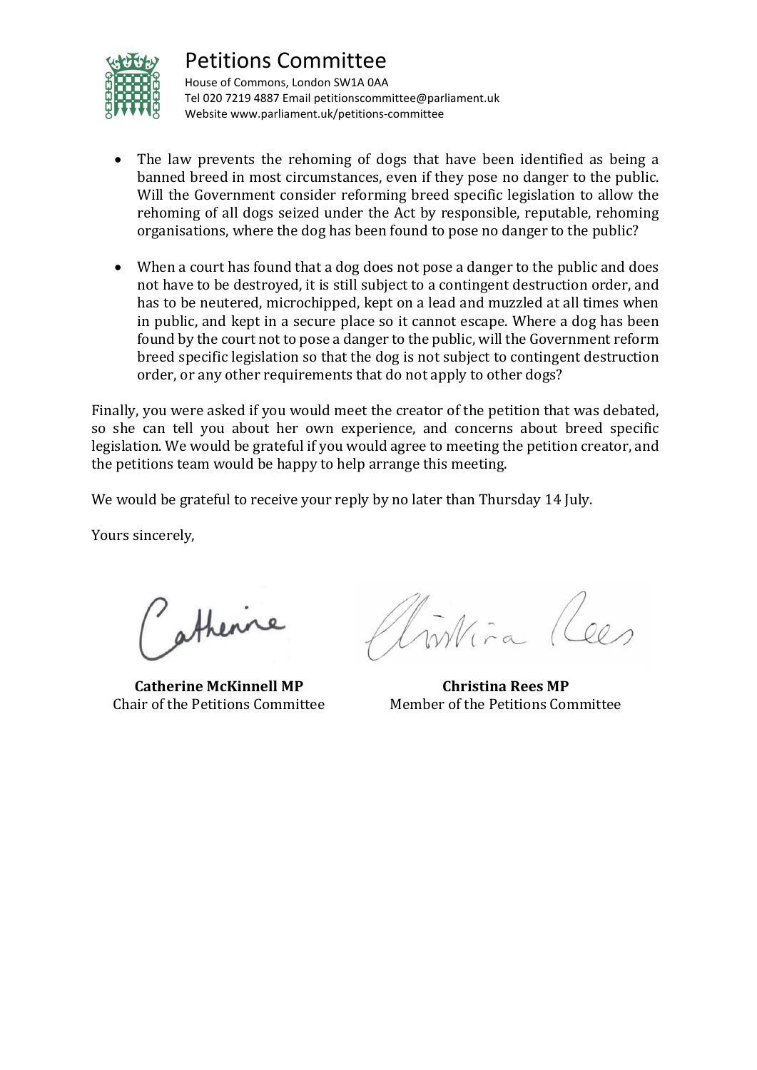# Petitions Committee

House of Commons, London SW1A 0AA
Tel 020 7219 4887 Email petitionscommittee@parliament.uk
Website www.parliament.uk/petitions-committee

- The law prevents the rehoming of dogs that have been identified as being a banned breed in most circumstances, even if they pose no danger to the public. Will the Government consider reforming breed specific legislation to allow the rehoming of all dogs seized under the Act by responsible, reputable, rehoming organisations, where the dog has been found to pose no danger to the public?
- When a court has found that a dog does not pose a danger to the public and does not have to be destroyed, it is still subject to a contingent destruction order, and has to be neutered, microchipped, kept on a lead and muzzled at all times when in public, and kept in a secure place so it cannot escape. Where a dog has been found by the court not to pose a danger to the public, will the Government reform breed specific legislation so that the dog is not subject to contingent destruction order, or any other requirements that do not apply to other dogs?

Finally, you were asked if you would meet the creator of the petition that was debated, so she can tell you about her own experience, and concerns about breed specific legislation. We would be grateful if you would agree to meeting the petition creator, and the petitions team would be happy to help arrange this meeting.

We would be grateful to receive your reply by no later than Thursday 14 July.

Yours sincerely,

Catherine

**Catherine McKinnell MP**
Chair of the Petitions Committee

Christina Rees

**Christina Rees MP**
Member of the Petitions Committee